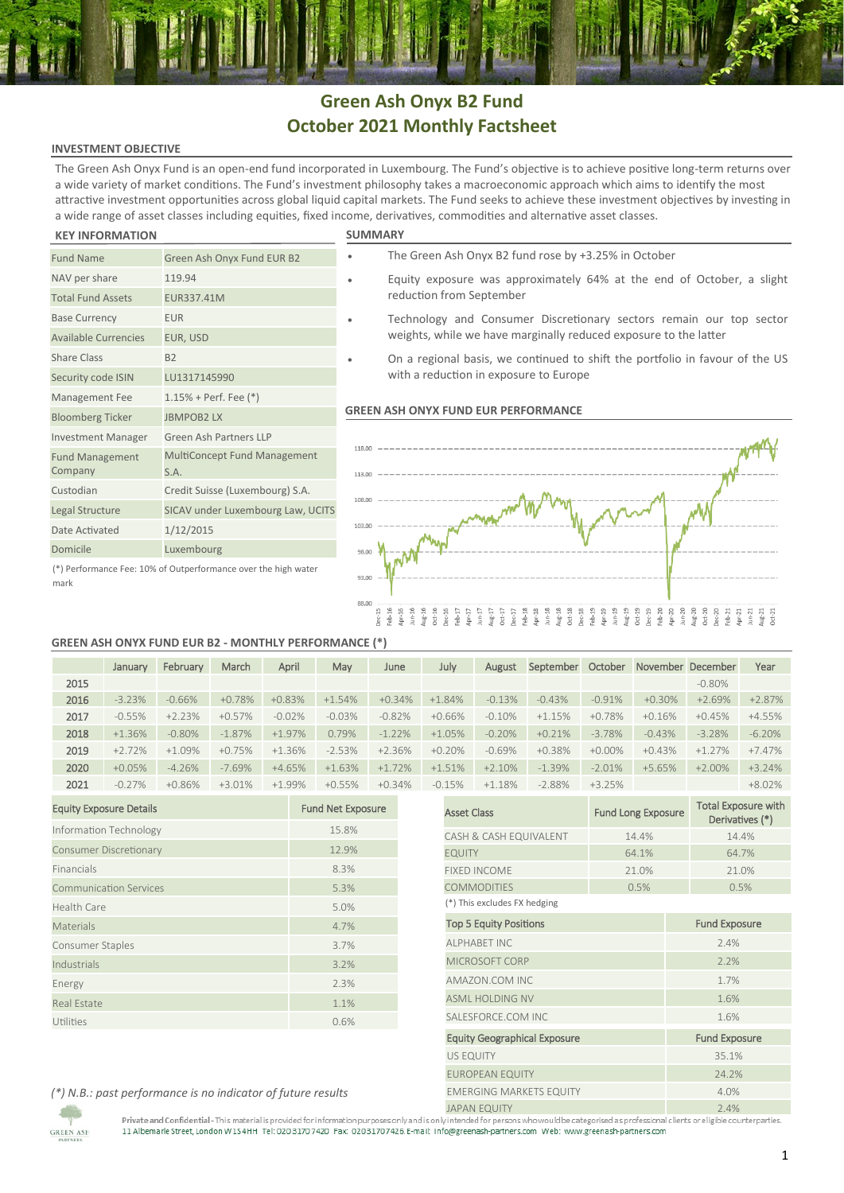# Green Ash Onyx B2 Fund
# October 2021 Monthly Factsheet

## INVESTMENT OBJECTIVE

The Green Ash Onyx Fund is an open-end fund incorporated in Luxembourg. The Fund's objective is to achieve positive long-term returns over a wide variety of market conditions. The Fund's investment philosophy takes a macroeconomic approach which aims to identify the most attractive investment opportunities across global liquid capital markets. The Fund seeks to achieve these investment objectives by investing in a wide range of asset classes including equities, fixed income, derivatives, commodities and alternative asset classes.

## KEY INFORMATION

| | |
|---|---|
| Fund Name | Green Ash Onyx Fund EUR B2 |
| NAV per share | 119.94 |
| Total Fund Assets | EUR337.41M |
| Base Currency | EUR |
| Available Currencies | EUR, USD |
| Share Class | B2 |
| Security code ISIN | LU1317145990 |
| Management Fee | 1.15% + Perf. Fee (*) |
| Bloomberg Ticker | JBMPOB2 LX |
| Investment Manager | Green Ash Partners LLP |
| Fund Management Company | MultiConcept Fund Management S.A. |
| Custodian | Credit Suisse (Luxembourg) S.A. |
| Legal Structure | SICAV under Luxembourg Law, UCITS |
| Date Activated | 1/12/2015 |
| Domicile | Luxembourg |

(*) Performance Fee: 10% of Outperformance over the high water mark

## SUMMARY

- The Green Ash Onyx B2 fund rose by +3.25% in October
- Equity exposure was approximately 64% at the end of October, a slight reduction from September
- Technology and Consumer Discretionary sectors remain our top sector weights, while we have marginally reduced exposure to the latter
- On a regional basis, we continued to shift the portfolio in favour of the US with a reduction in exposure to Europe

## GREEN ASH ONYX FUND EUR PERFORMANCE

## GREEN ASH ONYX FUND EUR B2 - MONTHLY PERFORMANCE (*)

| | January | February | March | April | May | June | July | August | September | October | November | December | Year |
|---|---|---|---|---|---|---|---|---|---|---|---|---|---|
| 2015 | | | | | | | | | | | | -0.80% | |
| 2016 | -3.23% | -0.66% | +0.78% | +0.83% | +1.54% | +0.34% | +1.84% | -0.13% | -0.43% | -0.91% | +0.30% | +2.69% | +2.87% |
| 2017 | -0.55% | +2.23% | +0.57% | -0.02% | -0.03% | -0.82% | +0.66% | -0.10% | +1.15% | +0.78% | +0.16% | +0.45% | +4.55% |
| 2018 | +1.36% | -0.80% | -1.87% | +1.97% | 0.79% | -1.22% | +1.05% | -0.20% | +0.21% | -3.78% | -0.43% | -3.28% | -6.20% |
| 2019 | +2.72% | +1.09% | +0.75% | +1.36% | -2.53% | +2.36% | +0.20% | -0.69% | +0.38% | +0.00% | +0.43% | +1.27% | +7.47% |
| 2020 | +0.05% | -4.26% | -7.69% | +4.65% | +1.63% | +1.72% | +1.51% | +2.10% | -1.39% | -2.01% | +5.65% | +2.00% | +3.24% |
| 2021 | -0.27% | +0.86% | +3.01% | +1.99% | +0.55% | +0.34% | -0.15% | +1.18% | -2.88% | +3.25% | | | +8.02% |

| Equity Exposure Details | Fund Net Exposure |
|---|---|
| Information Technology | 15.8% |
| Consumer Discretionary | 12.9% |
| Financials | 8.3% |
| Communication Services | 5.3% |
| Health Care | 5.0% |
| Materials | 4.7% |
| Consumer Staples | 3.7% |
| Industrials | 3.2% |
| Energy | 2.3% |
| Real Estate | 1.1% |
| Utilities | 0.6% |

| Asset Class | Fund Long Exposure | Total Exposure with Derivatives (*) |
|---|---|---|
| CASH & CASH EQUIVALENT | 14.4% | 14.4% |
| EQUITY | 64.1% | 64.7% |
| FIXED INCOME | 21.0% | 21.0% |
| COMMODITIES | 0.5% | 0.5% |

(*) This excludes FX hedging

| Top 5 Equity Positions | Fund Exposure |
|---|---|
| ALPHABET INC | 2.4% |
| MICROSOFT CORP | 2.2% |
| AMAZON.COM INC | 1.7% |
| ASML HOLDING NV | 1.6% |
| SALESFORCE.COM INC | 1.6% |

| Equity Geographical Exposure | Fund Exposure |
|---|---|
| US EQUITY | 35.1% |
| EUROPEAN EQUITY | 24.2% |
| EMERGING MARKETS EQUITY | 4.0% |
| JAPAN EQUITY | 2.4% |

*(*) N.B.: past performance is no indicator of future results*

**Private and Confidential** - This material is provided for information purposes only and is only intended for persons who would be categorised as professional clients or eligible counterparties.
11 Albemarle Street, London W1S 4HH Tel: 02031707420 Fax: 02031707426 E-mail: info@greenash-partners.com Web: www.greenash-partners.com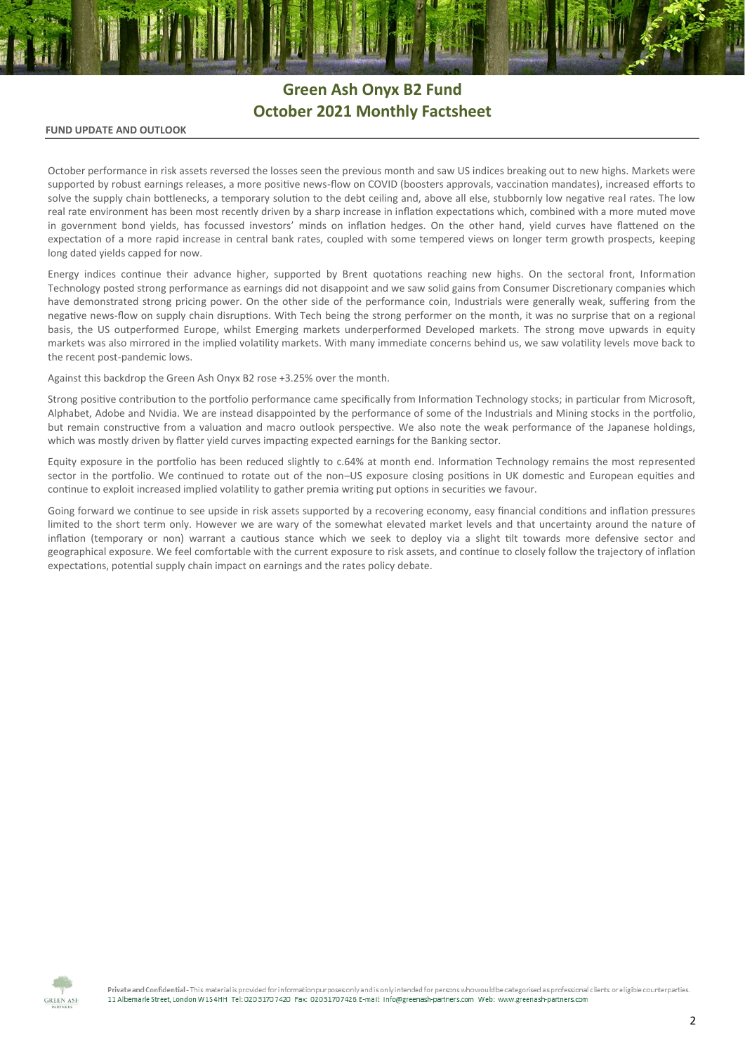# Green Ash Onyx B2 Fund
# October 2021 Monthly Factsheet

**FUND UPDATE AND OUTLOOK**

October performance in risk assets reversed the losses seen the previous month and saw US indices breaking out to new highs. Markets were supported by robust earnings releases, a more positive news-flow on COVID (boosters approvals, vaccination mandates), increased efforts to solve the supply chain bottlenecks, a temporary solution to the debt ceiling and, above all else, stubbornly low negative real rates. The low real rate environment has been most recently driven by a sharp increase in inflation expectations which, combined with a more muted move in government bond yields, has focussed investors' minds on inflation hedges. On the other hand, yield curves have flattened on the expectation of a more rapid increase in central bank rates, coupled with some tempered views on longer term growth prospects, keeping long dated yields capped for now.

Energy indices continue their advance higher, supported by Brent quotations reaching new highs. On the sectoral front, Information Technology posted strong performance as earnings did not disappoint and we saw solid gains from Consumer Discretionary companies which have demonstrated strong pricing power. On the other side of the performance coin, Industrials were generally weak, suffering from the negative news-flow on supply chain disruptions. With Tech being the strong performer on the month, it was no surprise that on a regional basis, the US outperformed Europe, whilst Emerging markets underperformed Developed markets. The strong move upwards in equity markets was also mirrored in the implied volatility markets. With many immediate concerns behind us, we saw volatility levels move back to the recent post-pandemic lows.

Against this backdrop the Green Ash Onyx B2 rose +3.25% over the month.

Strong positive contribution to the portfolio performance came specifically from Information Technology stocks; in particular from Microsoft, Alphabet, Adobe and Nvidia. We are instead disappointed by the performance of some of the Industrials and Mining stocks in the portfolio, but remain constructive from a valuation and macro outlook perspective. We also note the weak performance of the Japanese holdings, which was mostly driven by flatter yield curves impacting expected earnings for the Banking sector.

Equity exposure in the portfolio has been reduced slightly to c.64% at month end. Information Technology remains the most represented sector in the portfolio. We continued to rotate out of the non–US exposure closing positions in UK domestic and European equities and continue to exploit increased implied volatility to gather premia writing put options in securities we favour.

Going forward we continue to see upside in risk assets supported by a recovering economy, easy financial conditions and inflation pressures limited to the short term only. However we are wary of the somewhat elevated market levels and that uncertainty around the nature of inflation (temporary or non) warrant a cautious stance which we seek to deploy via a slight tilt towards more defensive sector and geographical exposure. We feel comfortable with the current exposure to risk assets, and continue to closely follow the trajectory of inflation expectations, potential supply chain impact on earnings and the rates policy debate.

**Private and Confidential** - This material is provided for information purposes only and is only intended for persons who would be categorised as professional clients or eligible counterparties.
11 Albemarle Street, London W1S 4HH Tel: 02031707420 Fax: 02031707426 E-mail: info@greenash-partners.com Web: www.greenash-partners.com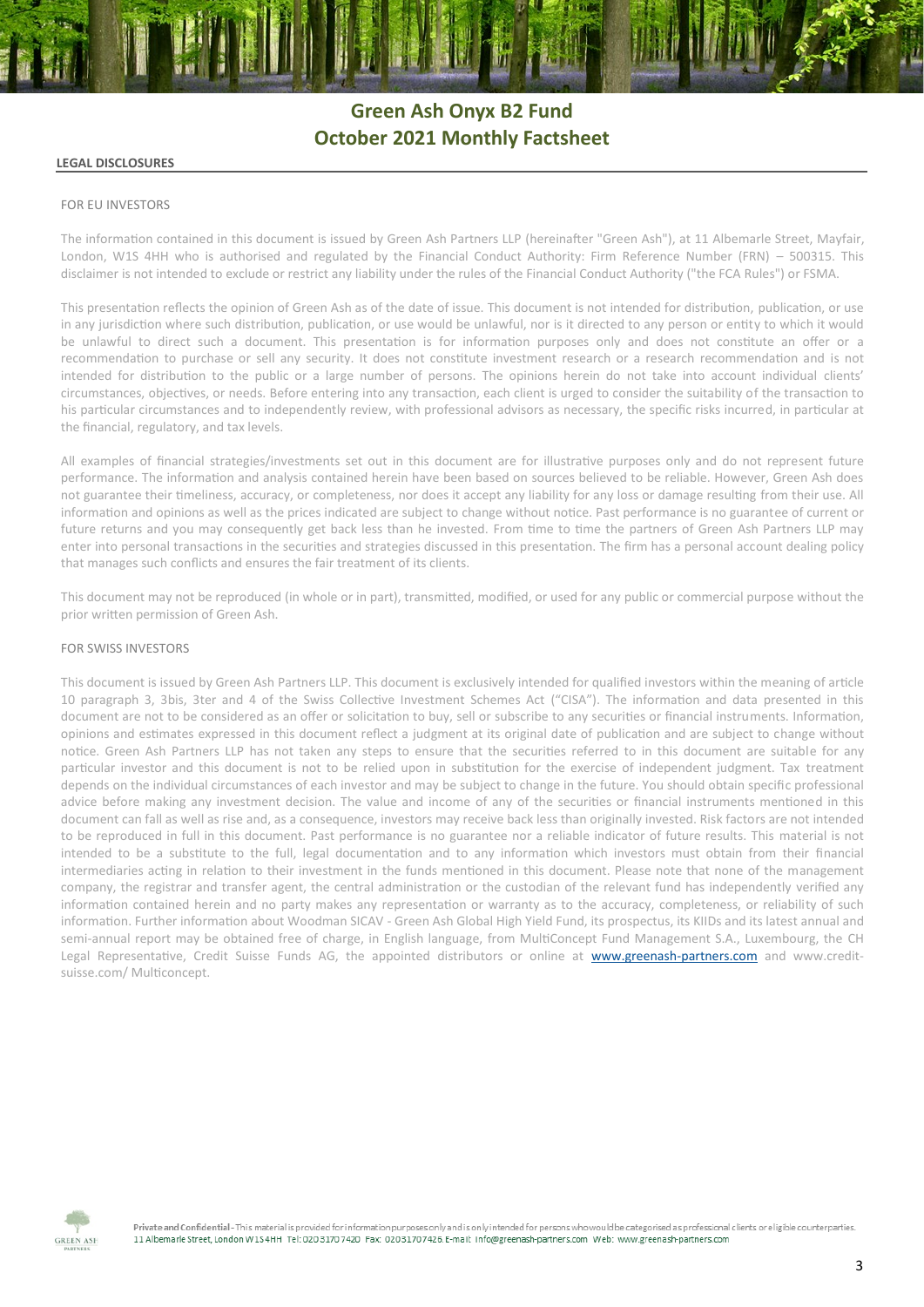# Green Ash Onyx B2 Fund
# October 2021 Monthly Factsheet

**LEGAL DISCLOSURES**

FOR EU INVESTORS

The information contained in this document is issued by Green Ash Partners LLP (hereinafter "Green Ash"), at 11 Albemarle Street, Mayfair, London, W1S 4HH who is authorised and regulated by the Financial Conduct Authority: Firm Reference Number (FRN) – 500315. This disclaimer is not intended to exclude or restrict any liability under the rules of the Financial Conduct Authority ("the FCA Rules") or FSMA.

This presentation reflects the opinion of Green Ash as of the date of issue. This document is not intended for distribution, publication, or use in any jurisdiction where such distribution, publication, or use would be unlawful, nor is it directed to any person or entity to which it would be unlawful to direct such a document. This presentation is for information purposes only and does not constitute an offer or a recommendation to purchase or sell any security. It does not constitute investment research or a research recommendation and is not intended for distribution to the public or a large number of persons. The opinions herein do not take into account individual clients' circumstances, objectives, or needs. Before entering into any transaction, each client is urged to consider the suitability of the transaction to his particular circumstances and to independently review, with professional advisors as necessary, the specific risks incurred, in particular at the financial, regulatory, and tax levels.

All examples of financial strategies/investments set out in this document are for illustrative purposes only and do not represent future performance. The information and analysis contained herein have been based on sources believed to be reliable. However, Green Ash does not guarantee their timeliness, accuracy, or completeness, nor does it accept any liability for any loss or damage resulting from their use. All information and opinions as well as the prices indicated are subject to change without notice. Past performance is no guarantee of current or future returns and you may consequently get back less than he invested. From time to time the partners of Green Ash Partners LLP may enter into personal transactions in the securities and strategies discussed in this presentation. The firm has a personal account dealing policy that manages such conflicts and ensures the fair treatment of its clients.

This document may not be reproduced (in whole or in part), transmitted, modified, or used for any public or commercial purpose without the prior written permission of Green Ash.

FOR SWISS INVESTORS

This document is issued by Green Ash Partners LLP. This document is exclusively intended for qualified investors within the meaning of article 10 paragraph 3, 3bis, 3ter and 4 of the Swiss Collective Investment Schemes Act ("CISA"). The information and data presented in this document are not to be considered as an offer or solicitation to buy, sell or subscribe to any securities or financial instruments. Information, opinions and estimates expressed in this document reflect a judgment at its original date of publication and are subject to change without notice. Green Ash Partners LLP has not taken any steps to ensure that the securities referred to in this document are suitable for any particular investor and this document is not to be relied upon in substitution for the exercise of independent judgment. Tax treatment depends on the individual circumstances of each investor and may be subject to change in the future. You should obtain specific professional advice before making any investment decision. The value and income of any of the securities or financial instruments mentioned in this document can fall as well as rise and, as a consequence, investors may receive back less than originally invested. Risk factors are not intended to be reproduced in full in this document. Past performance is no guarantee nor a reliable indicator of future results. This material is not intended to be a substitute to the full, legal documentation and to any information which investors must obtain from their financial intermediaries acting in relation to their investment in the funds mentioned in this document. Please note that none of the management company, the registrar and transfer agent, the central administration or the custodian of the relevant fund has independently verified any information contained herein and no party makes any representation or warranty as to the accuracy, completeness, or reliability of such information. Further information about Woodman SICAV - Green Ash Global High Yield Fund, its prospectus, its KIIDs and its latest annual and semi-annual report may be obtained free of charge, in English language, from MultiConcept Fund Management S.A., Luxembourg, the CH Legal Representative, Credit Suisse Funds AG, the appointed distributors or online at www.greenash-partners.com and www.credit-suisse.com/ Multiconcept.